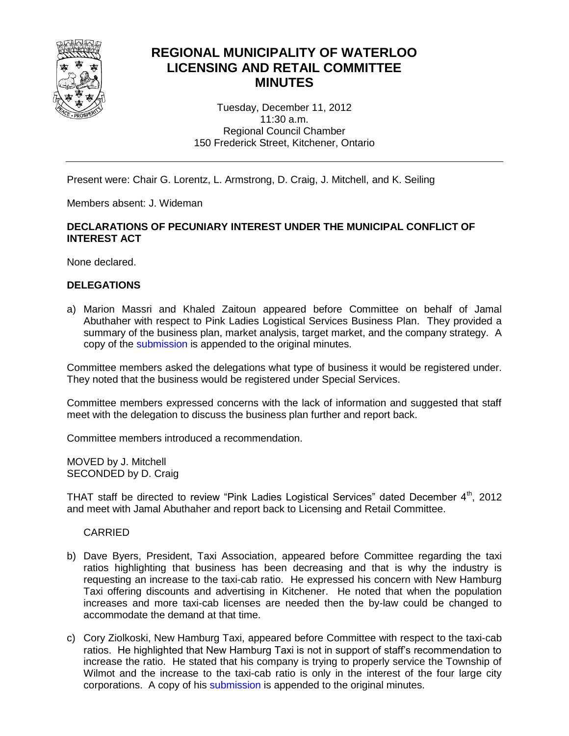# REGIONAL MUNICIPALITY OF WATERLOO LICENSING AND RETAIL COMMITTEE MINUTES

Tuesday, December 11, 2012
11:30 a.m.
Regional Council Chamber
150 Frederick Street, Kitchener, Ontario

---

Present were: Chair G. Lorentz, L. Armstrong, D. Craig, J. Mitchell, and K. Seiling

Members absent: J. Wideman

## DECLARATIONS OF PECUNIARY INTEREST UNDER THE MUNICIPAL CONFLICT OF INTEREST ACT

None declared.

## DELEGATIONS

a) Marion Massri and Khaled Zaitoun appeared before Committee on behalf of Jamal Abuthaher with respect to Pink Ladies Logistical Services Business Plan. They provided a summary of the business plan, market analysis, target market, and the company strategy. A copy of the submission is appended to the original minutes.

Committee members asked the delegations what type of business it would be registered under. They noted that the business would be registered under Special Services.

Committee members expressed concerns with the lack of information and suggested that staff meet with the delegation to discuss the business plan further and report back.

Committee members introduced a recommendation.

MOVED by J. Mitchell
SECONDED by D. Craig

THAT staff be directed to review "Pink Ladies Logistical Services" dated December 4th, 2012 and meet with Jamal Abuthaher and report back to Licensing and Retail Committee.

CARRIED

b) Dave Byers, President, Taxi Association, appeared before Committee regarding the taxi ratios highlighting that business has been decreasing and that is why the industry is requesting an increase to the taxi-cab ratio. He expressed his concern with New Hamburg Taxi offering discounts and advertising in Kitchener. He noted that when the population increases and more taxi-cab licenses are needed then the by-law could be changed to accommodate the demand at that time.

c) Cory Ziolkoski, New Hamburg Taxi, appeared before Committee with respect to the taxi-cab ratios. He highlighted that New Hamburg Taxi is not in support of staff's recommendation to increase the ratio. He stated that his company is trying to properly service the Township of Wilmot and the increase to the taxi-cab ratio is only in the interest of the four large city corporations. A copy of his submission is appended to the original minutes.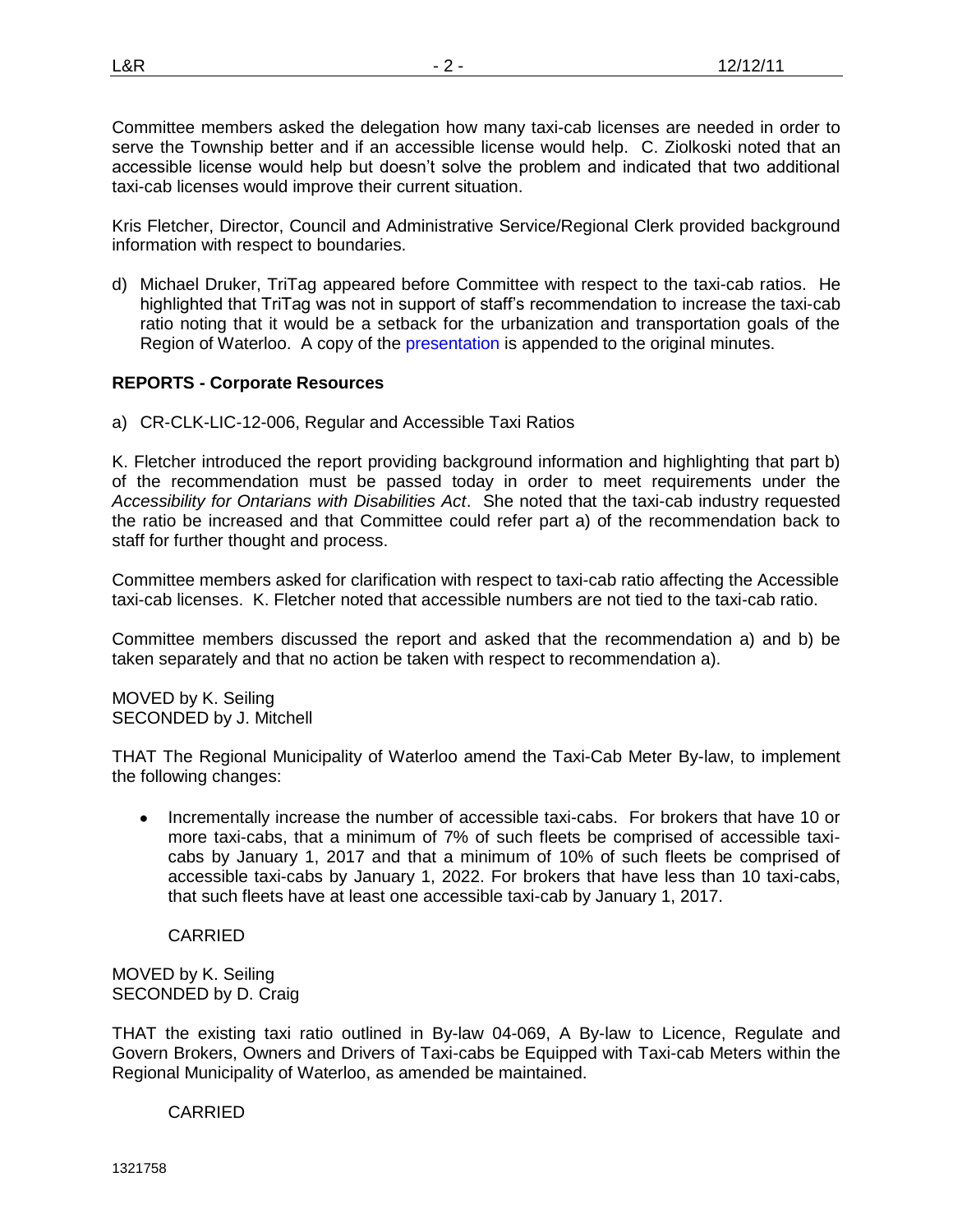Committee members asked the delegation how many taxi-cab licenses are needed in order to serve the Township better and if an accessible license would help. C. Ziolkoski noted that an accessible license would help but doesn't solve the problem and indicated that two additional taxi-cab licenses would improve their current situation.

Kris Fletcher, Director, Council and Administrative Service/Regional Clerk provided background information with respect to boundaries.

d) Michael Druker, TriTag appeared before Committee with respect to the taxi-cab ratios. He highlighted that TriTag was not in support of staff's recommendation to increase the taxi-cab ratio noting that it would be a setback for the urbanization and transportation goals of the Region of Waterloo. A copy of the presentation is appended to the original minutes.

**REPORTS - Corporate Resources**

a) CR-CLK-LIC-12-006, Regular and Accessible Taxi Ratios

K. Fletcher introduced the report providing background information and highlighting that part b) of the recommendation must be passed today in order to meet requirements under the *Accessibility for Ontarians with Disabilities Act*. She noted that the taxi-cab industry requested the ratio be increased and that Committee could refer part a) of the recommendation back to staff for further thought and process.

Committee members asked for clarification with respect to taxi-cab ratio affecting the Accessible taxi-cab licenses. K. Fletcher noted that accessible numbers are not tied to the taxi-cab ratio.

Committee members discussed the report and asked that the recommendation a) and b) be taken separately and that no action be taken with respect to recommendation a).

MOVED by K. Seiling
SECONDED by J. Mitchell

THAT The Regional Municipality of Waterloo amend the Taxi-Cab Meter By-law, to implement the following changes:

- Incrementally increase the number of accessible taxi-cabs. For brokers that have 10 or more taxi-cabs, that a minimum of 7% of such fleets be comprised of accessible taxi-cabs by January 1, 2017 and that a minimum of 10% of such fleets be comprised of accessible taxi-cabs by January 1, 2022. For brokers that have less than 10 taxi-cabs, that such fleets have at least one accessible taxi-cab by January 1, 2017.

CARRIED

MOVED by K. Seiling
SECONDED by D. Craig

THAT the existing taxi ratio outlined in By-law 04-069, A By-law to Licence, Regulate and Govern Brokers, Owners and Drivers of Taxi-cabs be Equipped with Taxi-cab Meters within the Regional Municipality of Waterloo, as amended be maintained.

CARRIED

1321758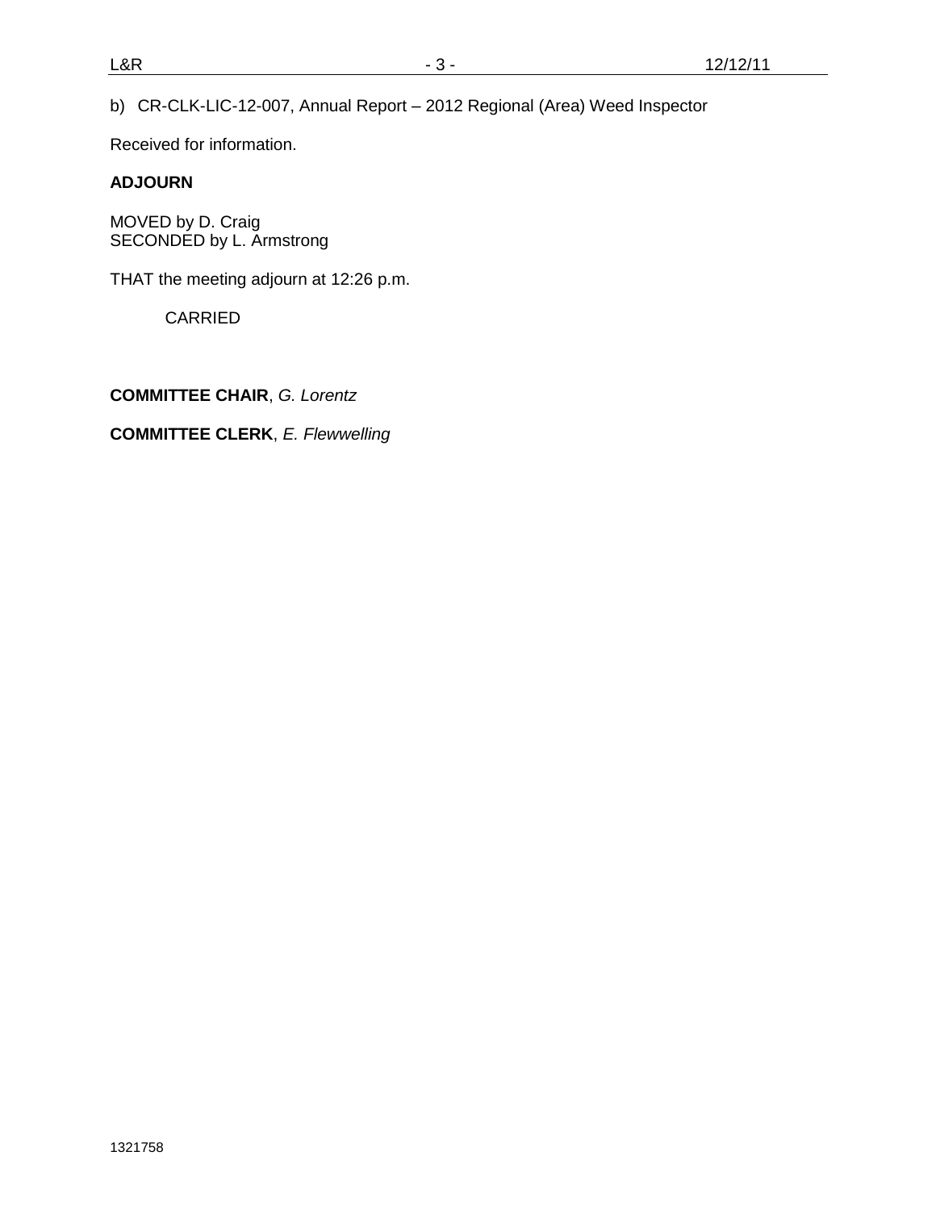b) CR-CLK-LIC-12-007, Annual Report – 2012 Regional (Area) Weed Inspector

Received for information.

**ADJOURN**

MOVED by D. Craig
SECONDED by L. Armstrong

THAT the meeting adjourn at 12:26 p.m.

CARRIED

**COMMITTEE CHAIR**, *G. Lorentz*

**COMMITTEE CLERK**, *E. Flewwelling*

1321758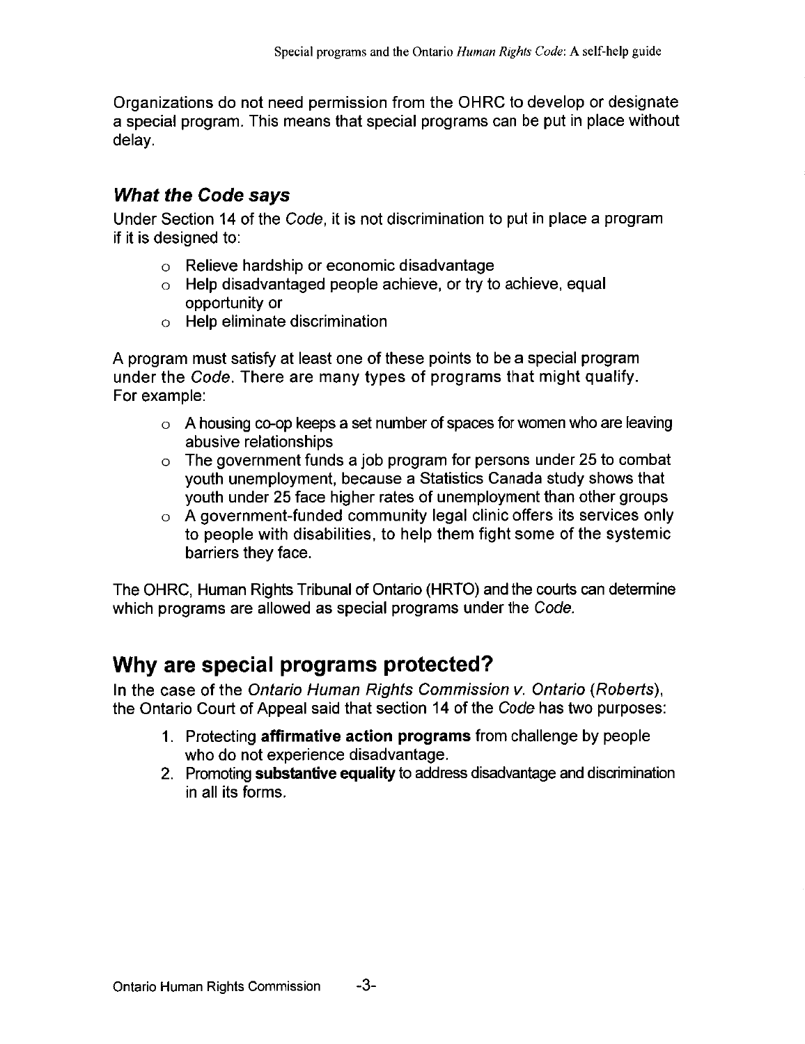Organizations do not need permission from the OHRC to develop or designate a special program. This means that special programs can be put in place without delay.

### *What the Code says*

Under Section 14 of the *Code*, it is not discrimination to put in place a program if it is designed to:

- Relieve hardship or economic disadvantage
- Help disadvantaged people achieve, or try to achieve, equal opportunity or
- Help eliminate discrimination

A program must satisfy at least one of these points to be a special program under the *Code*. There are many types of programs that might qualify. For example:

- A housing co-op keeps a set number of spaces for women who are leaving abusive relationships
- The government funds a job program for persons under 25 to combat youth unemployment, because a Statistics Canada study shows that youth under 25 face higher rates of unemployment than other groups
- A government-funded community legal clinic offers its services only to people with disabilities, to help them fight some of the systemic barriers they face.

The OHRC, Human Rights Tribunal of Ontario (HRTO) and the courts can determine which programs are allowed as special programs under the *Code*.

## Why are special programs protected?

In the case of the *Ontario Human Rights Commission v. Ontario (Roberts)*, the Ontario Court of Appeal said that section 14 of the *Code* has two purposes:

1. Protecting **affirmative action programs** from challenge by people who do not experience disadvantage.
2. Promoting **substantive equality** to address disadvantage and discrimination in all its forms.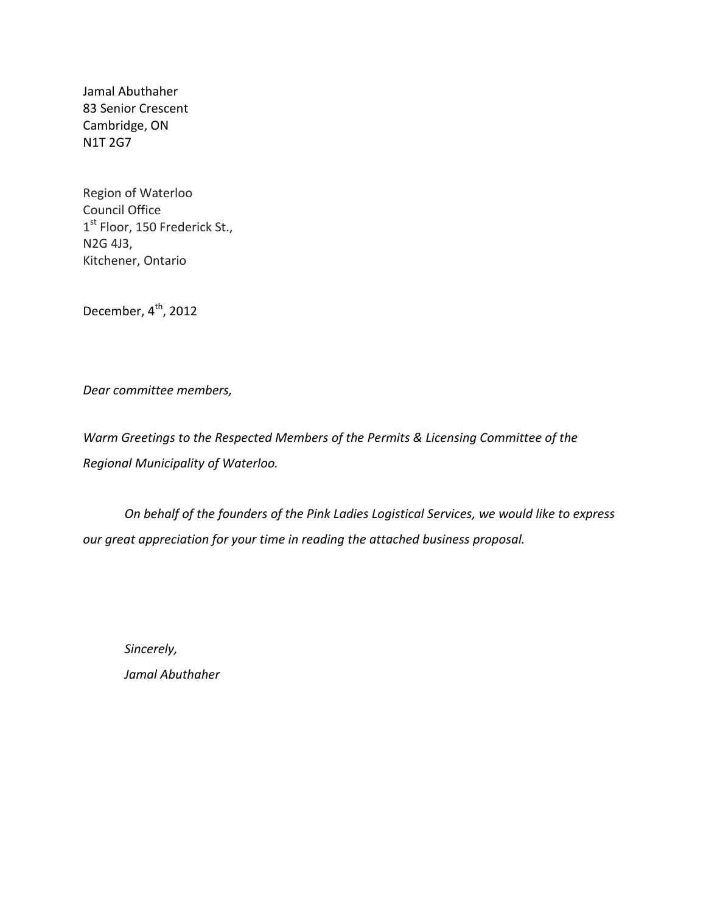Jamal Abuthaher
83 Senior Crescent
Cambridge, ON
N1T 2G7

Region of Waterloo
Council Office
1st Floor, 150 Frederick St.,
N2G 4J3,
Kitchener, Ontario

December, 4th, 2012

*Dear committee members,*

*Warm Greetings to the Respected Members of the Permits & Licensing Committee of the Regional Municipality of Waterloo.*

*On behalf of the founders of the Pink Ladies Logistical Services, we would like to express our great appreciation for your time in reading the attached business proposal.*

*Sincerely,*
*Jamal Abuthaher*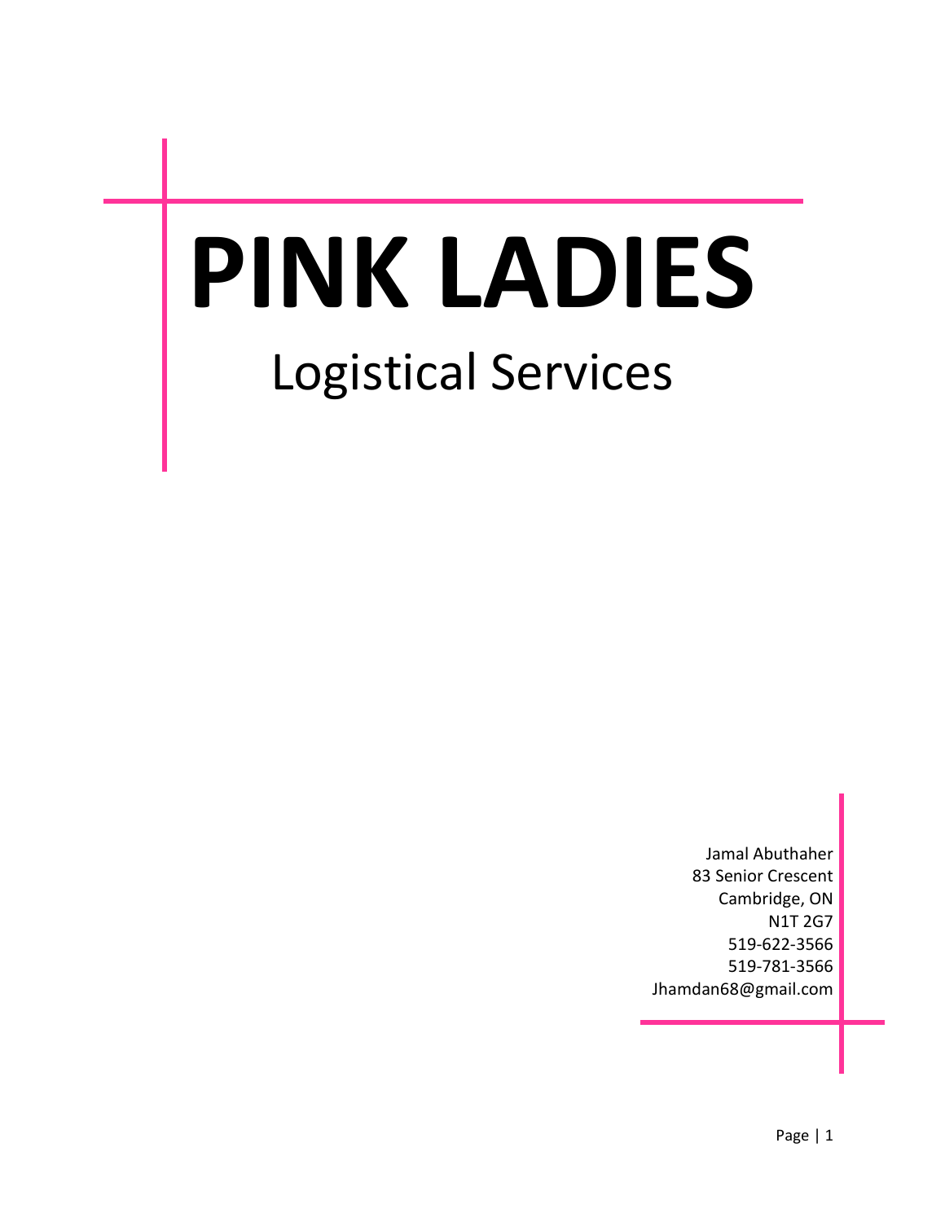# PINK LADIES

## Logistical Services

Jamal Abuthaher
83 Senior Crescent
Cambridge, ON
N1T 2G7
519-622-3566
519-781-3566
Jhamdan68@gmail.com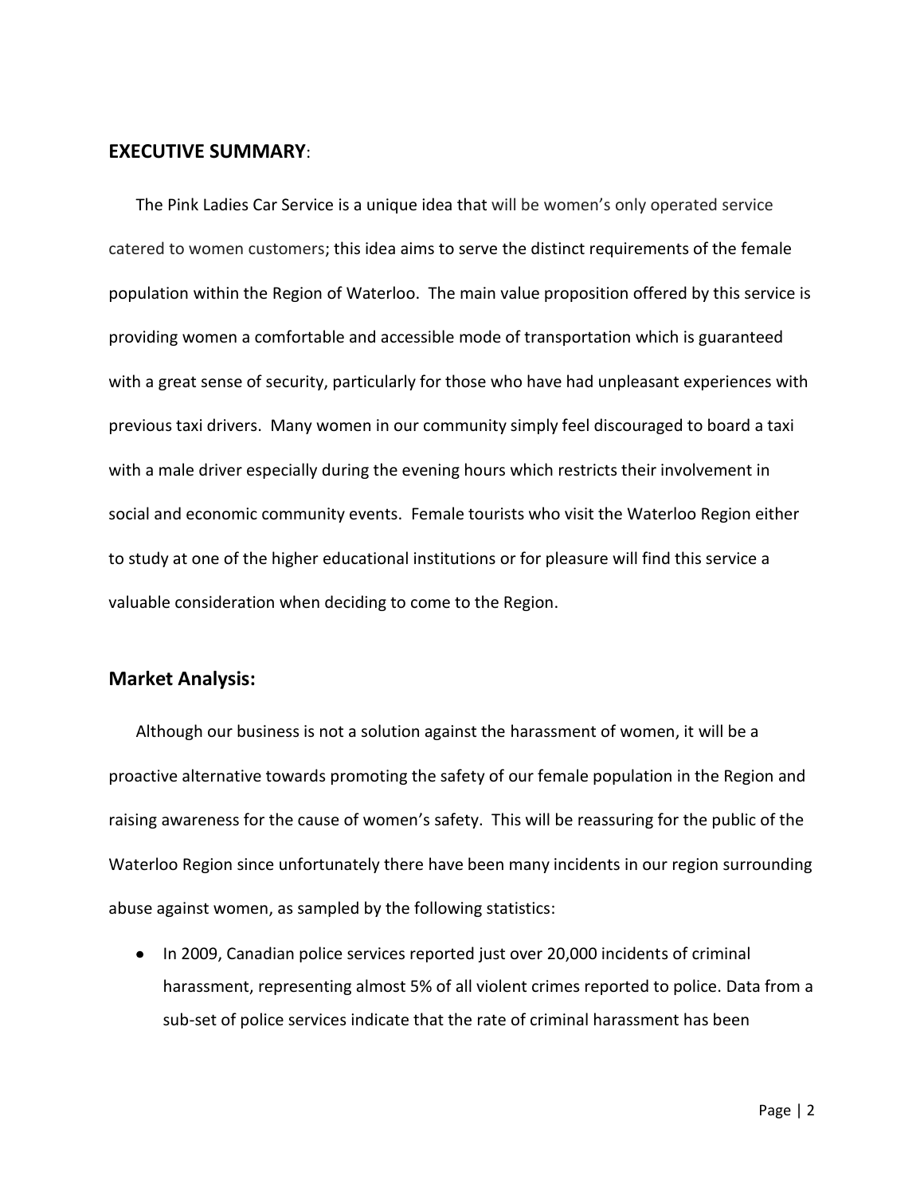## EXECUTIVE SUMMARY:

The Pink Ladies Car Service is a unique idea that will be women's only operated service catered to women customers; this idea aims to serve the distinct requirements of the female population within the Region of Waterloo. The main value proposition offered by this service is providing women a comfortable and accessible mode of transportation which is guaranteed with a great sense of security, particularly for those who have had unpleasant experiences with previous taxi drivers. Many women in our community simply feel discouraged to board a taxi with a male driver especially during the evening hours which restricts their involvement in social and economic community events. Female tourists who visit the Waterloo Region either to study at one of the higher educational institutions or for pleasure will find this service a valuable consideration when deciding to come to the Region.

## Market Analysis:

Although our business is not a solution against the harassment of women, it will be a proactive alternative towards promoting the safety of our female population in the Region and raising awareness for the cause of women's safety. This will be reassuring for the public of the Waterloo Region since unfortunately there have been many incidents in our region surrounding abuse against women, as sampled by the following statistics:

- In 2009, Canadian police services reported just over 20,000 incidents of criminal harassment, representing almost 5% of all violent crimes reported to police. Data from a sub-set of police services indicate that the rate of criminal harassment has been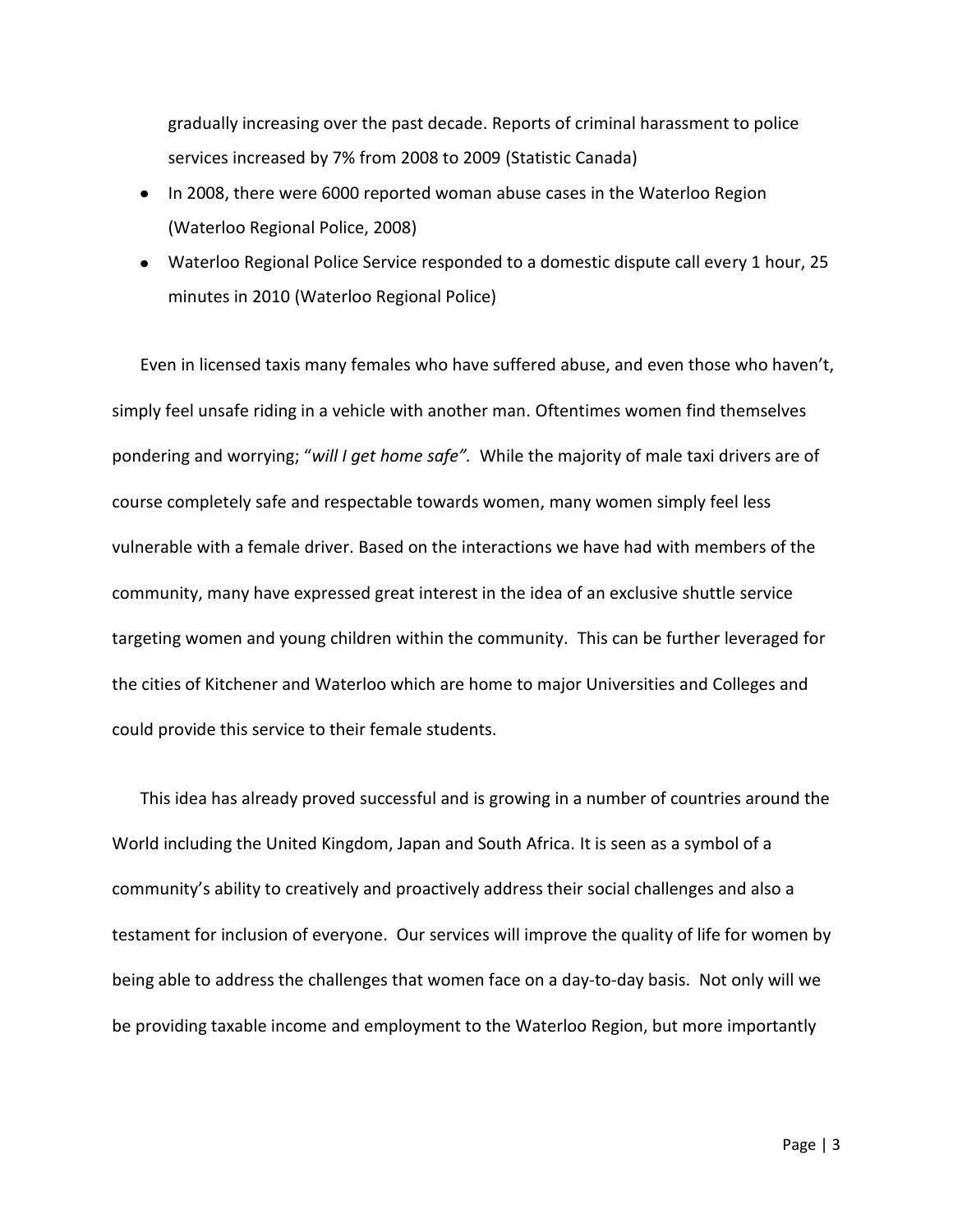gradually increasing over the past decade. Reports of criminal harassment to police services increased by 7% from 2008 to 2009 (Statistic Canada)

- In 2008, there were 6000 reported woman abuse cases in the Waterloo Region (Waterloo Regional Police, 2008)
- Waterloo Regional Police Service responded to a domestic dispute call every 1 hour, 25 minutes in 2010 (Waterloo Regional Police)

Even in licensed taxis many females who have suffered abuse, and even those who haven't, simply feel unsafe riding in a vehicle with another man. Oftentimes women find themselves pondering and worrying; "*will I get home safe".* While the majority of male taxi drivers are of course completely safe and respectable towards women, many women simply feel less vulnerable with a female driver. Based on the interactions we have had with members of the community, many have expressed great interest in the idea of an exclusive shuttle service targeting women and young children within the community. This can be further leveraged for the cities of Kitchener and Waterloo which are home to major Universities and Colleges and could provide this service to their female students.

This idea has already proved successful and is growing in a number of countries around the World including the United Kingdom, Japan and South Africa. It is seen as a symbol of a community's ability to creatively and proactively address their social challenges and also a testament for inclusion of everyone. Our services will improve the quality of life for women by being able to address the challenges that women face on a day-to-day basis. Not only will we be providing taxable income and employment to the Waterloo Region, but more importantly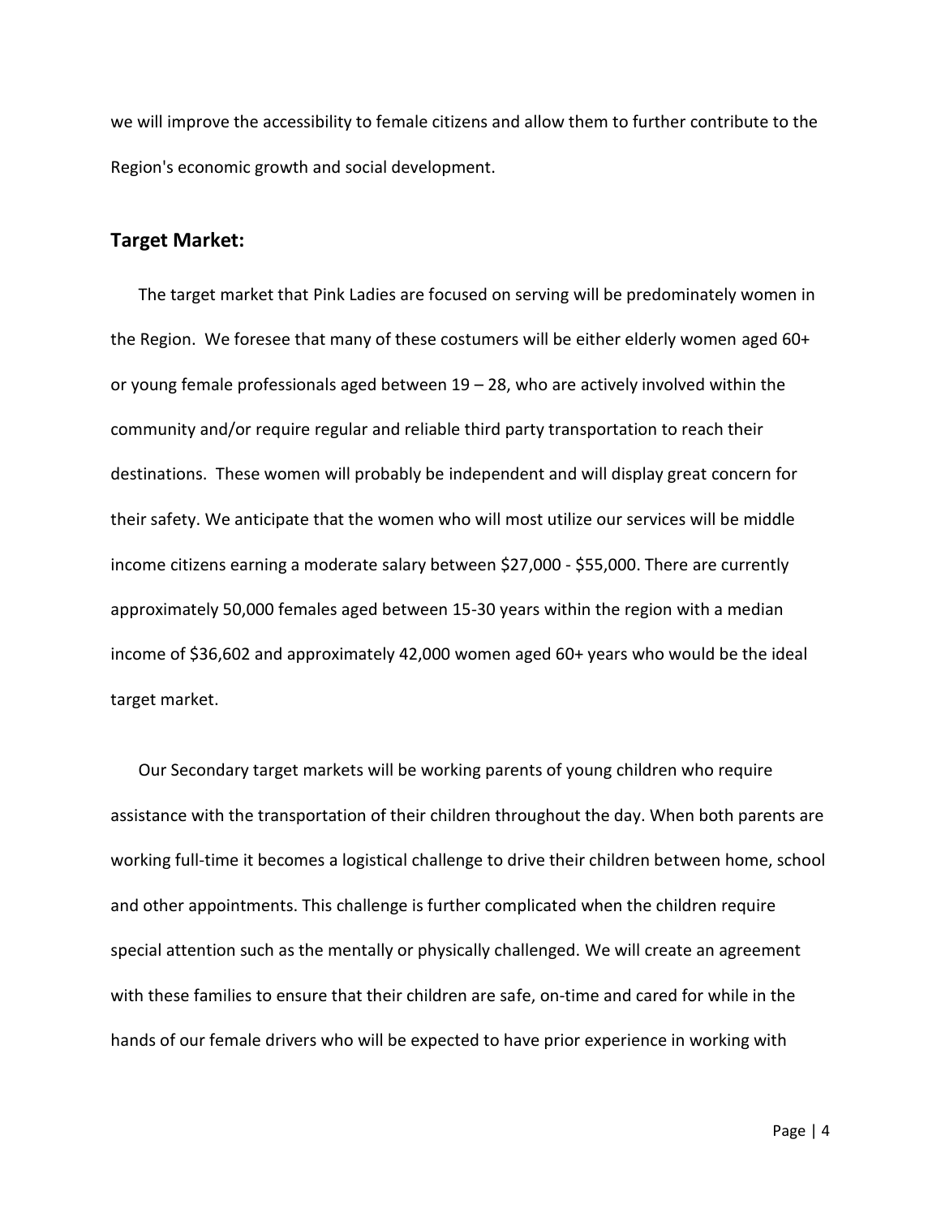we will improve the accessibility to female citizens and allow them to further contribute to the Region's economic growth and social development.

## Target Market:

The target market that Pink Ladies are focused on serving will be predominately women in the Region. We foresee that many of these costumers will be either elderly women aged 60+ or young female professionals aged between 19 – 28, who are actively involved within the community and/or require regular and reliable third party transportation to reach their destinations. These women will probably be independent and will display great concern for their safety. We anticipate that the women who will most utilize our services will be middle income citizens earning a moderate salary between $27,000 - $55,000. There are currently approximately 50,000 females aged between 15-30 years within the region with a median income of $36,602 and approximately 42,000 women aged 60+ years who would be the ideal target market.

Our Secondary target markets will be working parents of young children who require assistance with the transportation of their children throughout the day. When both parents are working full-time it becomes a logistical challenge to drive their children between home, school and other appointments. This challenge is further complicated when the children require special attention such as the mentally or physically challenged. We will create an agreement with these families to ensure that their children are safe, on-time and cared for while in the hands of our female drivers who will be expected to have prior experience in working with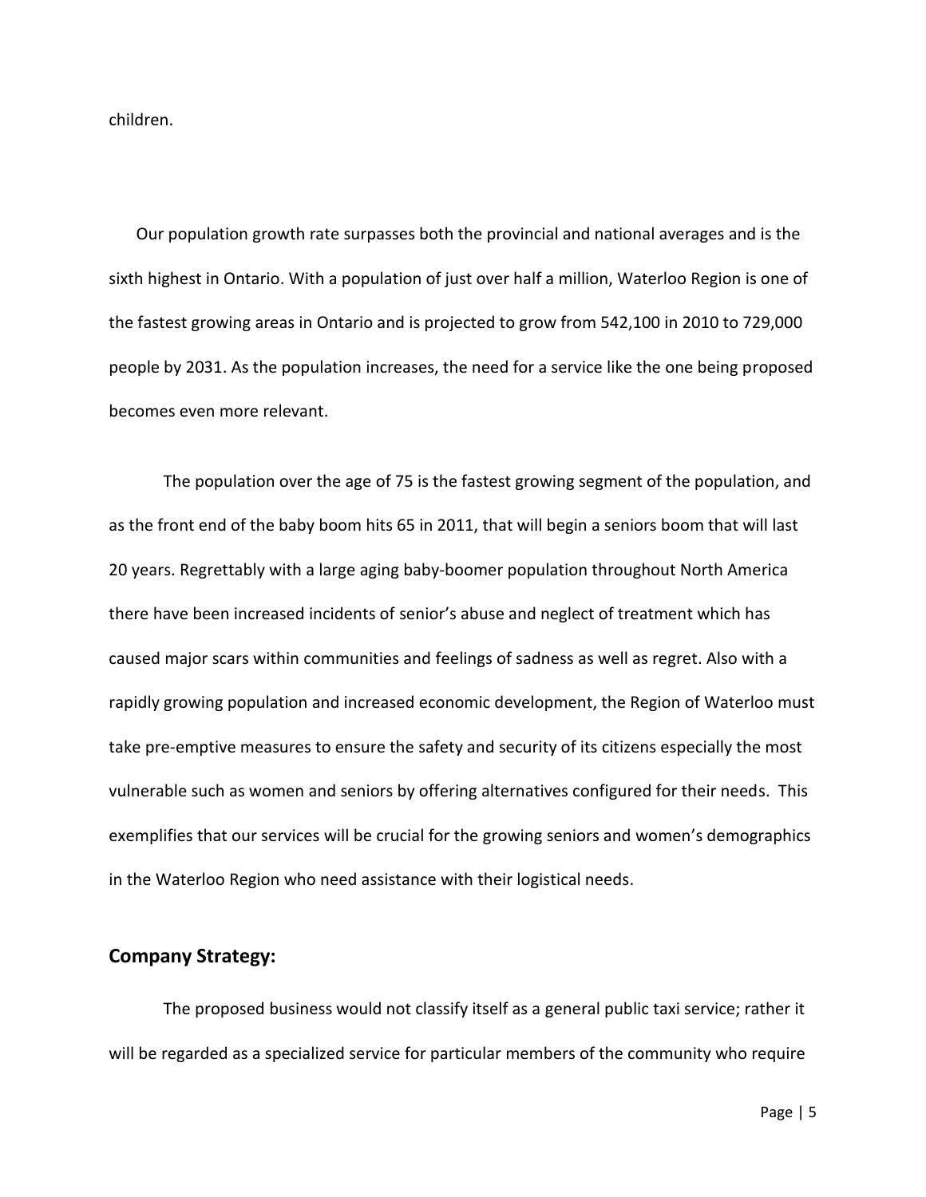children.

Our population growth rate surpasses both the provincial and national averages and is the sixth highest in Ontario. With a population of just over half a million, Waterloo Region is one of the fastest growing areas in Ontario and is projected to grow from 542,100 in 2010 to 729,000 people by 2031. As the population increases, the need for a service like the one being proposed becomes even more relevant.

The population over the age of 75 is the fastest growing segment of the population, and as the front end of the baby boom hits 65 in 2011, that will begin a seniors boom that will last 20 years. Regrettably with a large aging baby-boomer population throughout North America there have been increased incidents of senior's abuse and neglect of treatment which has caused major scars within communities and feelings of sadness as well as regret. Also with a rapidly growing population and increased economic development, the Region of Waterloo must take pre-emptive measures to ensure the safety and security of its citizens especially the most vulnerable such as women and seniors by offering alternatives configured for their needs. This exemplifies that our services will be crucial for the growing seniors and women's demographics in the Waterloo Region who need assistance with their logistical needs.

## Company Strategy:

The proposed business would not classify itself as a general public taxi service; rather it will be regarded as a specialized service for particular members of the community who require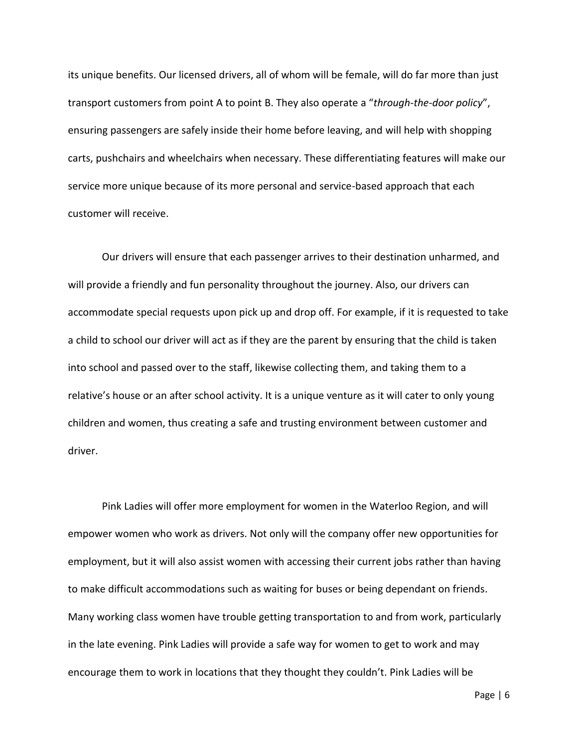its unique benefits. Our licensed drivers, all of whom will be female, will do far more than just transport customers from point A to point B. They also operate a "*through-the-door policy*", ensuring passengers are safely inside their home before leaving, and will help with shopping carts, pushchairs and wheelchairs when necessary. These differentiating features will make our service more unique because of its more personal and service-based approach that each customer will receive.

Our drivers will ensure that each passenger arrives to their destination unharmed, and will provide a friendly and fun personality throughout the journey. Also, our drivers can accommodate special requests upon pick up and drop off. For example, if it is requested to take a child to school our driver will act as if they are the parent by ensuring that the child is taken into school and passed over to the staff, likewise collecting them, and taking them to a relative's house or an after school activity. It is a unique venture as it will cater to only young children and women, thus creating a safe and trusting environment between customer and driver.

Pink Ladies will offer more employment for women in the Waterloo Region, and will empower women who work as drivers. Not only will the company offer new opportunities for employment, but it will also assist women with accessing their current jobs rather than having to make difficult accommodations such as waiting for buses or being dependant on friends. Many working class women have trouble getting transportation to and from work, particularly in the late evening. Pink Ladies will provide a safe way for women to get to work and may encourage them to work in locations that they thought they couldn't. Pink Ladies will be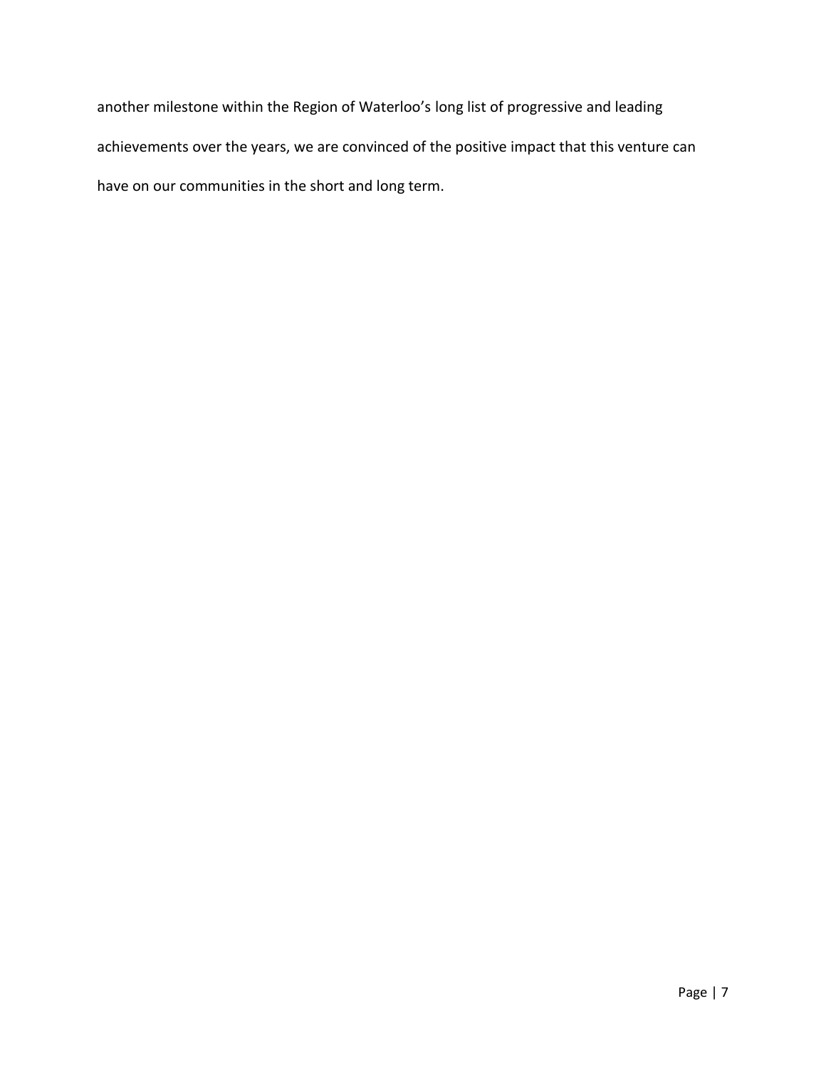another milestone within the Region of Waterloo's long list of progressive and leading achievements over the years, we are convinced of the positive impact that this venture can have on our communities in the short and long term.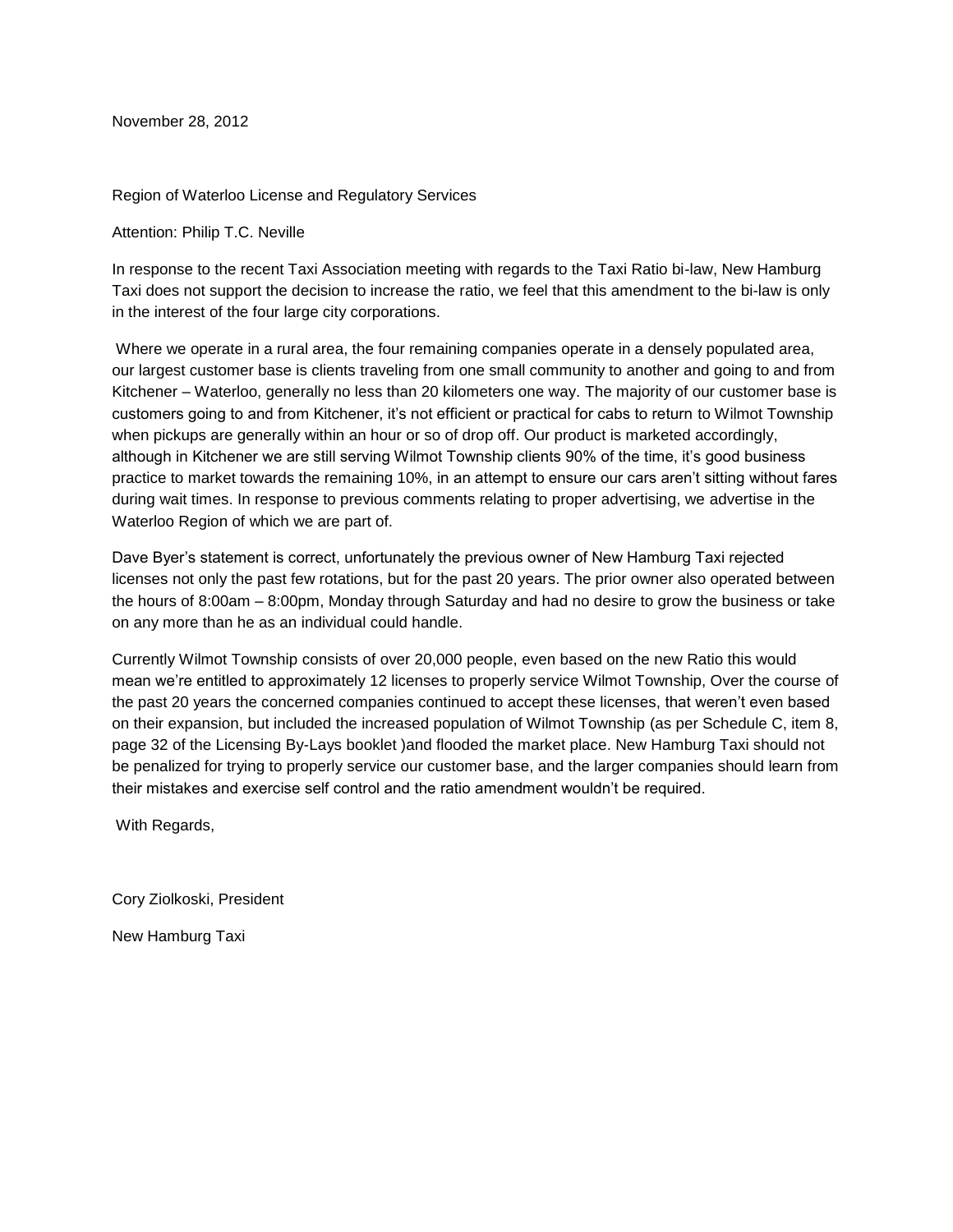November 28, 2012

Region of Waterloo License and Regulatory Services

Attention: Philip T.C. Neville

In response to the recent Taxi Association meeting with regards to the Taxi Ratio bi-law, New Hamburg Taxi does not support the decision to increase the ratio, we feel that this amendment to the bi-law is only in the interest of the four large city corporations.

Where we operate in a rural area, the four remaining companies operate in a densely populated area, our largest customer base is clients traveling from one small community to another and going to and from Kitchener – Waterloo, generally no less than 20 kilometers one way. The majority of our customer base is customers going to and from Kitchener, it's not efficient or practical for cabs to return to Wilmot Township when pickups are generally within an hour or so of drop off. Our product is marketed accordingly, although in Kitchener we are still serving Wilmot Township clients 90% of the time, it's good business practice to market towards the remaining 10%, in an attempt to ensure our cars aren't sitting without fares during wait times. In response to previous comments relating to proper advertising, we advertise in the Waterloo Region of which we are part of.

Dave Byer's statement is correct, unfortunately the previous owner of New Hamburg Taxi rejected licenses not only the past few rotations, but for the past 20 years. The prior owner also operated between the hours of 8:00am – 8:00pm, Monday through Saturday and had no desire to grow the business or take on any more than he as an individual could handle.

Currently Wilmot Township consists of over 20,000 people, even based on the new Ratio this would mean we're entitled to approximately 12 licenses to properly service Wilmot Township, Over the course of the past 20 years the concerned companies continued to accept these licenses, that weren't even based on their expansion, but included the increased population of Wilmot Township (as per Schedule C, item 8, page 32 of the Licensing By-Lays booklet )and flooded the market place. New Hamburg Taxi should not be penalized for trying to properly service our customer base, and the larger companies should learn from their mistakes and exercise self control and the ratio amendment wouldn't be required.

With Regards,

Cory Ziolkoski, President

New Hamburg Taxi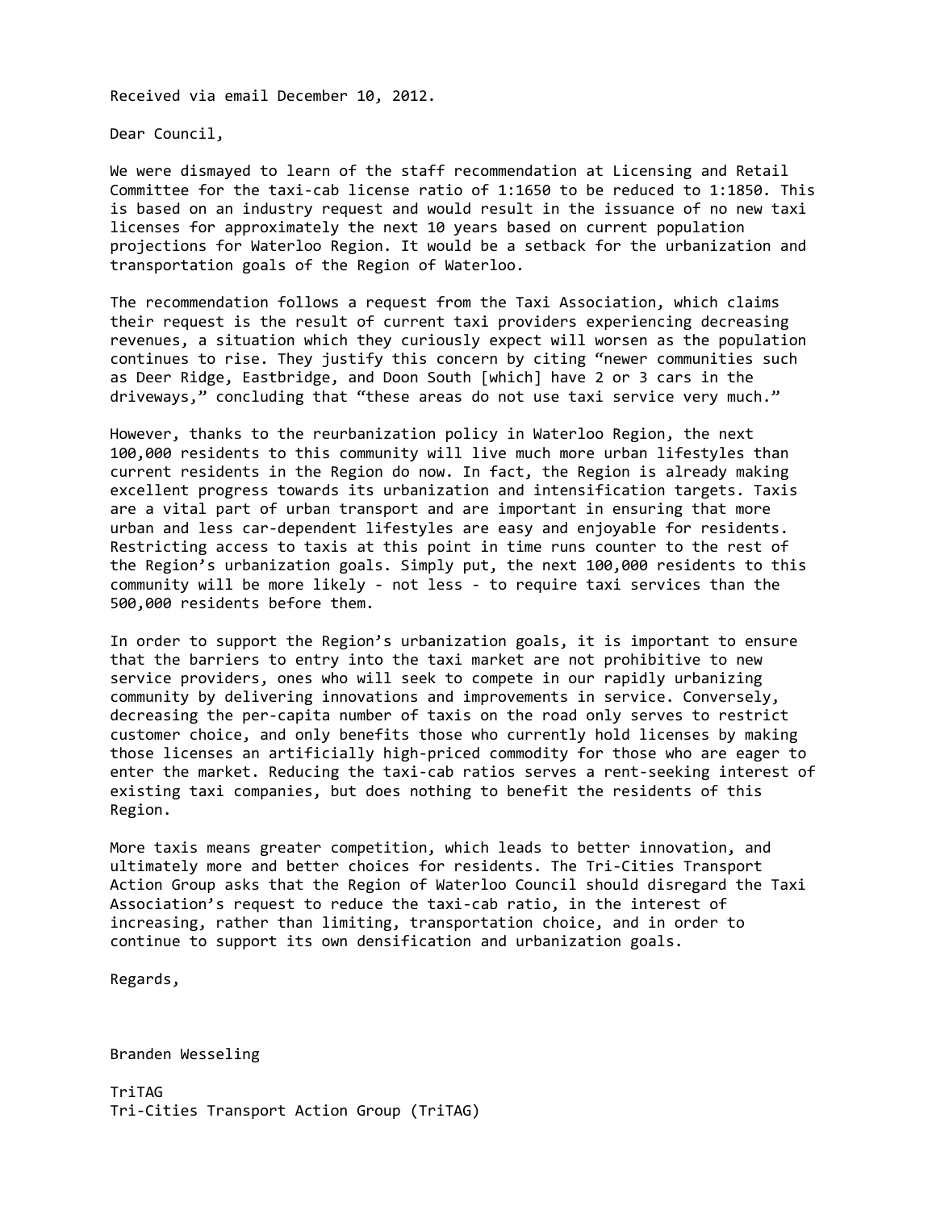Received via email December 10, 2012.

Dear Council,

We were dismayed to learn of the staff recommendation at Licensing and Retail Committee for the taxi-cab license ratio of 1:1650 to be reduced to 1:1850. This is based on an industry request and would result in the issuance of no new taxi licenses for approximately the next 10 years based on current population projections for Waterloo Region. It would be a setback for the urbanization and transportation goals of the Region of Waterloo.

The recommendation follows a request from the Taxi Association, which claims their request is the result of current taxi providers experiencing decreasing revenues, a situation which they curiously expect will worsen as the population continues to rise. They justify this concern by citing “newer communities such as Deer Ridge, Eastbridge, and Doon South [which] have 2 or 3 cars in the driveways,” concluding that “these areas do not use taxi service very much.”

However, thanks to the reurbanization policy in Waterloo Region, the next 100,000 residents to this community will live much more urban lifestyles than current residents in the Region do now. In fact, the Region is already making excellent progress towards its urbanization and intensification targets. Taxis are a vital part of urban transport and are important in ensuring that more urban and less car-dependent lifestyles are easy and enjoyable for residents. Restricting access to taxis at this point in time runs counter to the rest of the Region’s urbanization goals. Simply put, the next 100,000 residents to this community will be more likely - not less - to require taxi services than the 500,000 residents before them.

In order to support the Region’s urbanization goals, it is important to ensure that the barriers to entry into the taxi market are not prohibitive to new service providers, ones who will seek to compete in our rapidly urbanizing community by delivering innovations and improvements in service. Conversely, decreasing the per-capita number of taxis on the road only serves to restrict customer choice, and only benefits those who currently hold licenses by making those licenses an artificially high-priced commodity for those who are eager to enter the market. Reducing the taxi-cab ratios serves a rent-seeking interest of existing taxi companies, but does nothing to benefit the residents of this Region.

More taxis means greater competition, which leads to better innovation, and ultimately more and better choices for residents. The Tri-Cities Transport Action Group asks that the Region of Waterloo Council should disregard the Taxi Association’s request to reduce the taxi-cab ratio, in the interest of increasing, rather than limiting, transportation choice, and in order to continue to support its own densification and urbanization goals.

Regards,

Branden Wesseling

TriTAG  
Tri-Cities Transport Action Group (TriTAG)